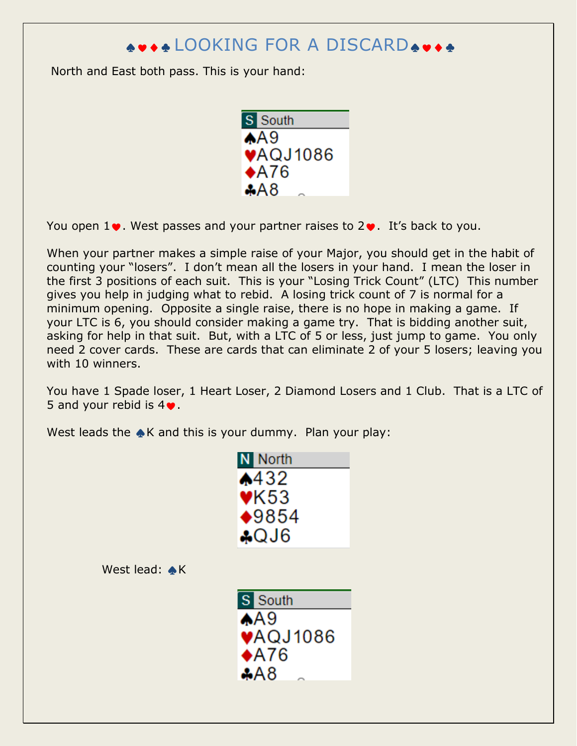# ♠♥♦♣ LOOKING FOR A DISCARD ♠♥♦♣

North and East both pass. This is your hand:

| S South |
|---|
| ♠A9 |
| ♥AQJ1086 |
| ♦A76 |
| ♣A8 |

You open 1♥. West passes and your partner raises to 2♥. It's back to you.

When your partner makes a simple raise of your Major, you should get in the habit of counting your "losers". I don't mean all the losers in your hand. I mean the loser in the first 3 positions of each suit. This is your "Losing Trick Count" (LTC) This number gives you help in judging what to rebid. A losing trick count of 7 is normal for a minimum opening. Opposite a single raise, there is no hope in making a game. If your LTC is 6, you should consider making a game try. That is bidding another suit, asking for help in that suit. But, with a LTC of 5 or less, just jump to game. You only need 2 cover cards. These are cards that can eliminate 2 of your 5 losers; leaving you with 10 winners.

You have 1 Spade loser, 1 Heart Loser, 2 Diamond Losers and 1 Club. That is a LTC of 5 and your rebid is 4♥.

West leads the ♠K and this is your dummy. Plan your play:

| N North |
|---|
| ♠432 |
| ♥K53 |
| ♦9854 |
| ♣QJ6 |

West lead: ♠K

| S South |
|---|
| ♠A9 |
| ♥AQJ1086 |
| ♦A76 |
| ♣A8 |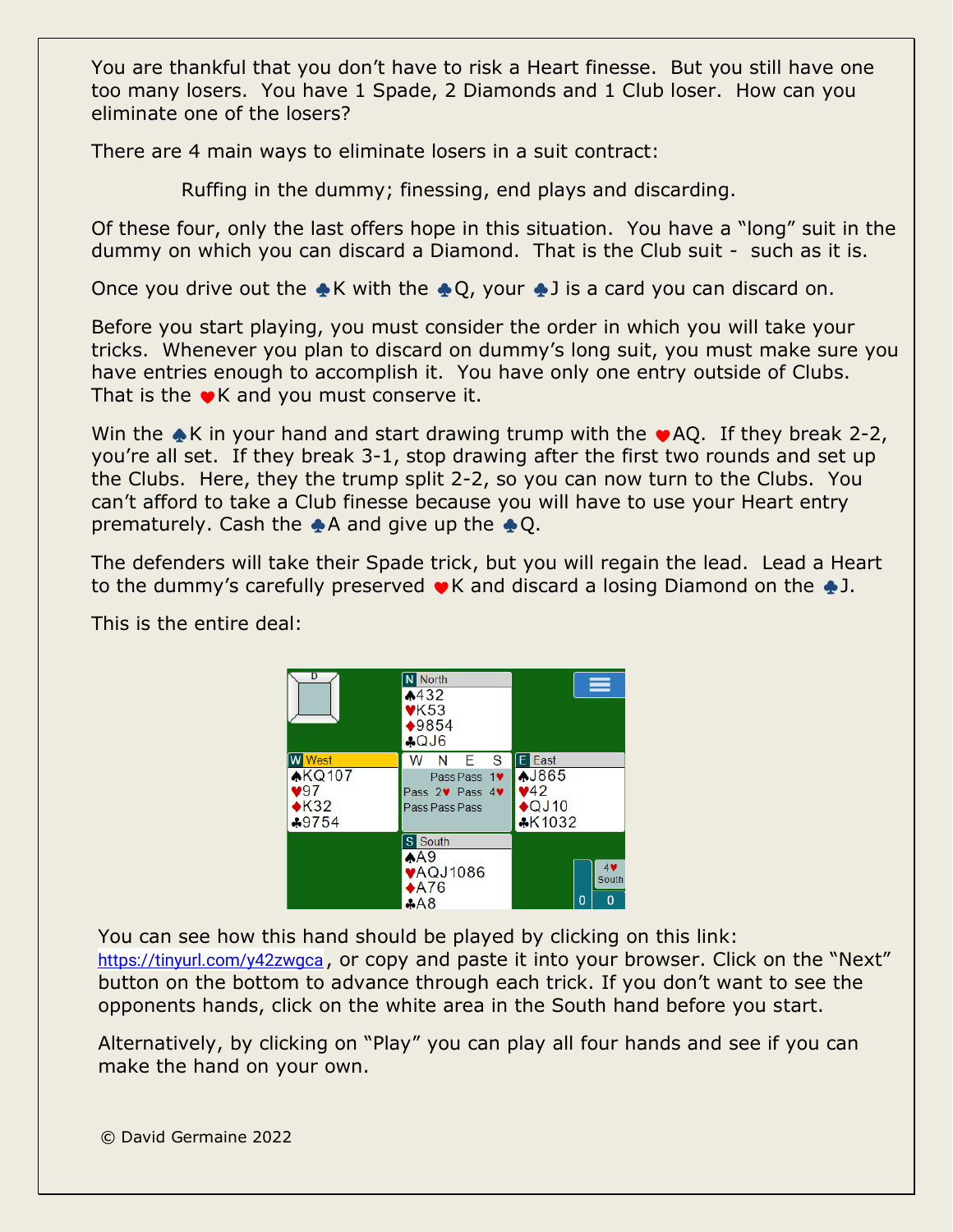You are thankful that you don't have to risk a Heart finesse. But you still have one too many losers. You have 1 Spade, 2 Diamonds and 1 Club loser. How can you eliminate one of the losers?

There are 4 main ways to eliminate losers in a suit contract:

Ruffing in the dummy; finessing, end plays and discarding.

Of these four, only the last offers hope in this situation. You have a "long" suit in the dummy on which you can discard a Diamond. That is the Club suit - such as it is.

Once you drive out the ♣K with the ♣Q, your ♣J is a card you can discard on.

Before you start playing, you must consider the order in which you will take your tricks. Whenever you plan to discard on dummy's long suit, you must make sure you have entries enough to accomplish it. You have only one entry outside of Clubs. That is the ♥K and you must conserve it.

Win the ♠K in your hand and start drawing trump with the ♥AQ. If they break 2-2, you're all set. If they break 3-1, stop drawing after the first two rounds and set up the Clubs. Here, they the trump split 2-2, so you can now turn to the Clubs. You can't afford to take a Club finesse because you will have to use your Heart entry prematurely. Cash the ♣A and give up the ♣Q.

The defenders will take their Spade trick, but you will regain the lead. Lead a Heart to the dummy's carefully preserved ♥K and discard a losing Diamond on the ♣J.

This is the entire deal:

North
♠432
♥K53
♦9854
♣QJ6

West
♠KQ107
♥97
♦K32
♣9754

East
♠J865
♥42
♦QJ10
♣K1032

South
♠A9
♥AQJ1086
♦A76
♣A8

| W | N | E | S |
|---|---|---|---|
| | Pass | Pass | 1♥ |
| Pass | 2♥ | Pass | 4♥ |
| Pass | Pass | Pass | |

You can see how this hand should be played by clicking on this link: https://tinyurl.com/y42zwgca, or copy and paste it into your browser. Click on the "Next" button on the bottom to advance through each trick. If you don't want to see the opponents hands, click on the white area in the South hand before you start.

Alternatively, by clicking on "Play" you can play all four hands and see if you can make the hand on your own.

© David Germaine 2022